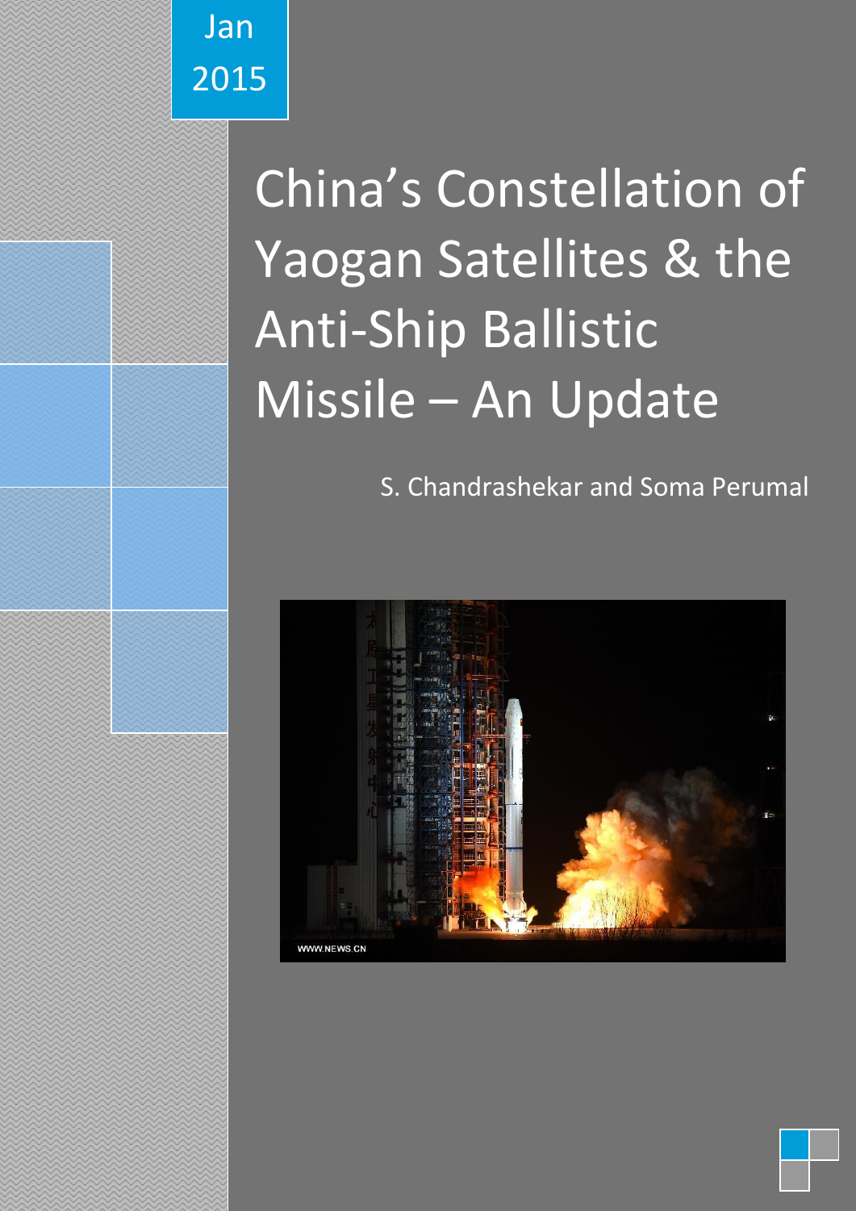Jan 2015

# China's Constellation of Yaogan Satellites & the Anti-Ship Ballistic Missile – An Update

S. Chandrashekar and Soma Perumal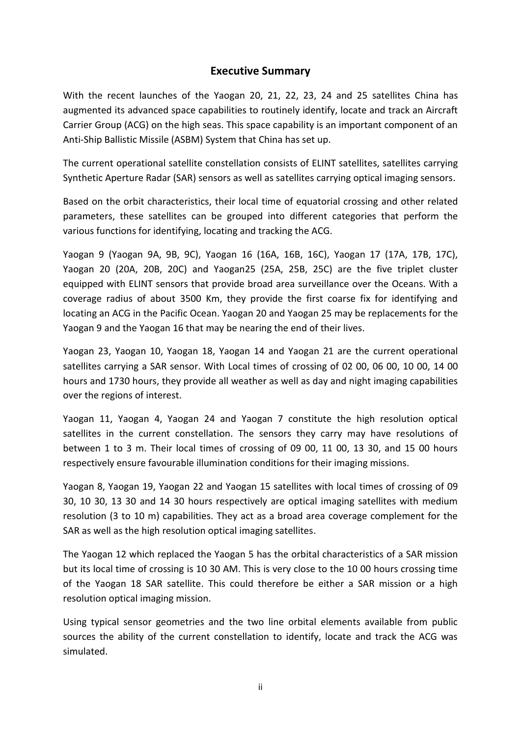## Executive Summary

With the recent launches of the Yaogan 20, 21, 22, 23, 24 and 25 satellites China has augmented its advanced space capabilities to routinely identify, locate and track an Aircraft Carrier Group (ACG) on the high seas. This space capability is an important component of an Anti-Ship Ballistic Missile (ASBM) System that China has set up.

The current operational satellite constellation consists of ELINT satellites, satellites carrying Synthetic Aperture Radar (SAR) sensors as well as satellites carrying optical imaging sensors.

Based on the orbit characteristics, their local time of equatorial crossing and other related parameters, these satellites can be grouped into different categories that perform the various functions for identifying, locating and tracking the ACG.

Yaogan 9 (Yaogan 9A, 9B, 9C), Yaogan 16 (16A, 16B, 16C), Yaogan 17 (17A, 17B, 17C), Yaogan 20 (20A, 20B, 20C) and Yaogan25 (25A, 25B, 25C) are the five triplet cluster equipped with ELINT sensors that provide broad area surveillance over the Oceans. With a coverage radius of about 3500 Km, they provide the first coarse fix for identifying and locating an ACG in the Pacific Ocean. Yaogan 20 and Yaogan 25 may be replacements for the Yaogan 9 and the Yaogan 16 that may be nearing the end of their lives.

Yaogan 23, Yaogan 10, Yaogan 18, Yaogan 14 and Yaogan 21 are the current operational satellites carrying a SAR sensor. With Local times of crossing of 02 00, 06 00, 10 00, 14 00 hours and 1730 hours, they provide all weather as well as day and night imaging capabilities over the regions of interest.

Yaogan 11, Yaogan 4, Yaogan 24 and Yaogan 7 constitute the high resolution optical satellites in the current constellation. The sensors they carry may have resolutions of between 1 to 3 m. Their local times of crossing of 09 00, 11 00, 13 30, and 15 00 hours respectively ensure favourable illumination conditions for their imaging missions.

Yaogan 8, Yaogan 19, Yaogan 22 and Yaogan 15 satellites with local times of crossing of 09 30, 10 30, 13 30 and 14 30 hours respectively are optical imaging satellites with medium resolution (3 to 10 m) capabilities. They act as a broad area coverage complement for the SAR as well as the high resolution optical imaging satellites.

The Yaogan 12 which replaced the Yaogan 5 has the orbital characteristics of a SAR mission but its local time of crossing is 10 30 AM. This is very close to the 10 00 hours crossing time of the Yaogan 18 SAR satellite. This could therefore be either a SAR mission or a high resolution optical imaging mission.

Using typical sensor geometries and the two line orbital elements available from public sources the ability of the current constellation to identify, locate and track the ACG was simulated.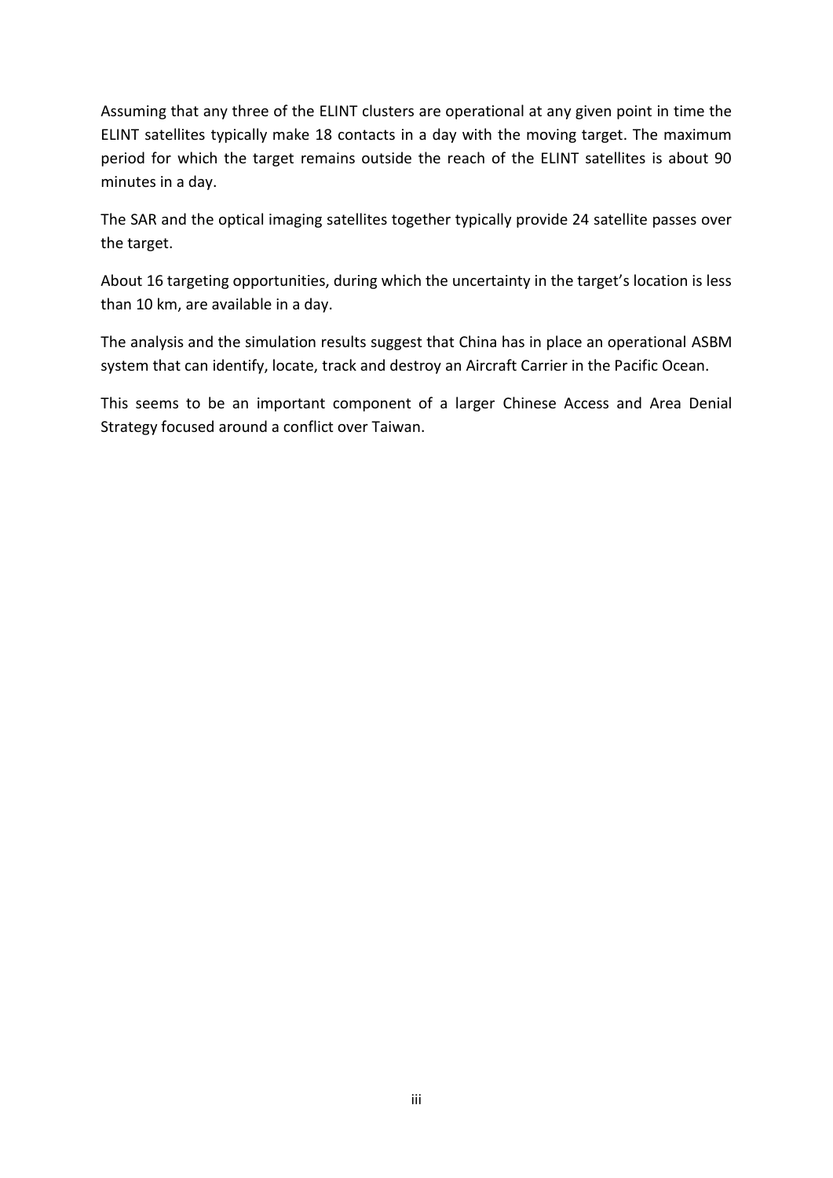Assuming that any three of the ELINT clusters are operational at any given point in time the ELINT satellites typically make 18 contacts in a day with the moving target. The maximum period for which the target remains outside the reach of the ELINT satellites is about 90 minutes in a day.

The SAR and the optical imaging satellites together typically provide 24 satellite passes over the target.

About 16 targeting opportunities, during which the uncertainty in the target's location is less than 10 km, are available in a day.

The analysis and the simulation results suggest that China has in place an operational ASBM system that can identify, locate, track and destroy an Aircraft Carrier in the Pacific Ocean.

This seems to be an important component of a larger Chinese Access and Area Denial Strategy focused around a conflict over Taiwan.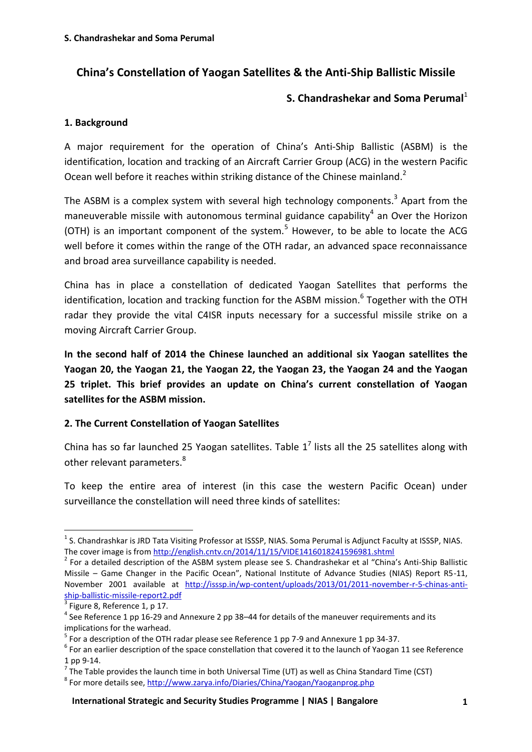# China's Constellation of Yaogan Satellites & the Anti-Ship Ballistic Missile

**S. Chandrashekar and Soma Perumal**[1]

## 1. Background

A major requirement for the operation of China's Anti-Ship Ballistic (ASBM) is the identification, location and tracking of an Aircraft Carrier Group (ACG) in the western Pacific Ocean well before it reaches within striking distance of the Chinese mainland.[2]

The ASBM is a complex system with several high technology components.[3] Apart from the maneuverable missile with autonomous terminal guidance capability[4] an Over the Horizon (OTH) is an important component of the system.[5] However, to be able to locate the ACG well before it comes within the range of the OTH radar, an advanced space reconnaissance and broad area surveillance capability is needed.

China has in place a constellation of dedicated Yaogan Satellites that performs the identification, location and tracking function for the ASBM mission.[6] Together with the OTH radar they provide the vital C4ISR inputs necessary for a successful missile strike on a moving Aircraft Carrier Group.

**In the second half of 2014 the Chinese launched an additional six Yaogan satellites the Yaogan 20, the Yaogan 21, the Yaogan 22, the Yaogan 23, the Yaogan 24 and the Yaogan 25 triplet. This brief provides an update on China's current constellation of Yaogan satellites for the ASBM mission.**

## 2. The Current Constellation of Yaogan Satellites

China has so far launched 25 Yaogan satellites. Table 1[7] lists all the 25 satellites along with other relevant parameters.[8]

To keep the entire area of interest (in this case the western Pacific Ocean) under surveillance the constellation will need three kinds of satellites:

---

[1] S. Chandrashkar is JRD Tata Visiting Professor at ISSSP, NIAS. Soma Perumal is Adjunct Faculty at ISSSP, NIAS. The cover image is from http://english.cntv.cn/2014/11/15/VIDE1416018241596981.shtml

[2] For a detailed description of the ASBM system please see S. Chandrashekar et al "China's Anti-Ship Ballistic Missile – Game Changer in the Pacific Ocean", National Institute of Advance Studies (NIAS) Report R5-11, November 2001 available at http://isssp.in/wp-content/uploads/2013/01/2011-november-r-5-chinas-anti-ship-ballistic-missile-report2.pdf

[3] Figure 8, Reference 1, p 17.

[4] See Reference 1 pp 16-29 and Annexure 2 pp 38–44 for details of the maneuver requirements and its implications for the warhead.

[5] For a description of the OTH radar please see Reference 1 pp 7-9 and Annexure 1 pp 34-37.

[6] For an earlier description of the space constellation that covered it to the launch of Yaogan 11 see Reference 1 pp 9-14.

[7] The Table provides the launch time in both Universal Time (UT) as well as China Standard Time (CST)

[8] For more details see, http://www.zarya.info/Diaries/China/Yaogan/Yaoganprog.php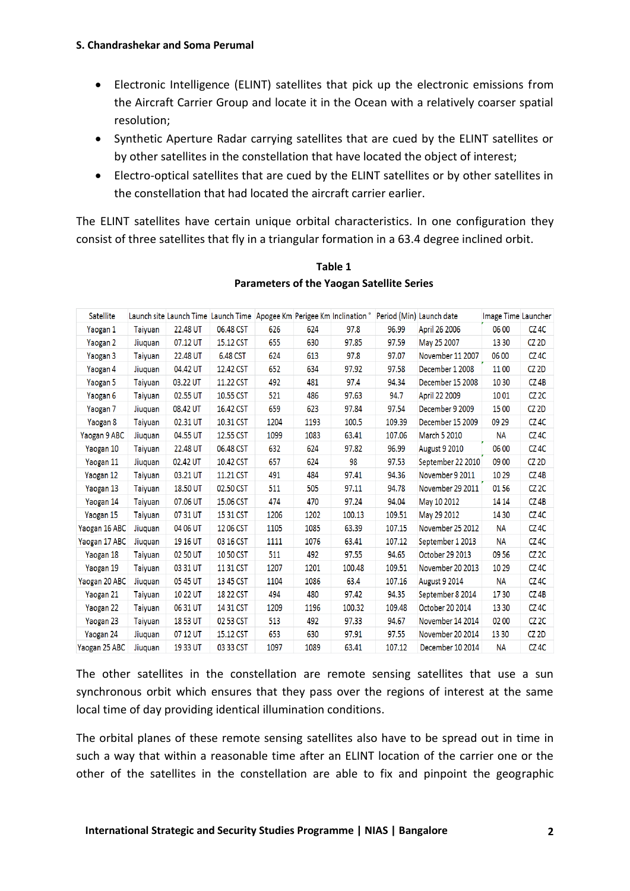- Electronic Intelligence (ELINT) satellites that pick up the electronic emissions from the Aircraft Carrier Group and locate it in the Ocean with a relatively coarser spatial resolution;
- Synthetic Aperture Radar carrying satellites that are cued by the ELINT satellites or by other satellites in the constellation that have located the object of interest;
- Electro-optical satellites that are cued by the ELINT satellites or by other satellites in the constellation that had located the aircraft carrier earlier.

The ELINT satellites have certain unique orbital characteristics. In one configuration they consist of three satellites that fly in a triangular formation in a 63.4 degree inclined orbit.

**Table 1**
**Parameters of the Yaogan Satellite Series**

| Satellite | Launch site | Launch Time | Launch Time | Apogee Km | Perigee Km | Inclination ° | Period (Min) | Launch date | Image Time | Launcher |
|---|---|---|---|---|---|---|---|---|---|---|
| Yaogan 1 | Taiyuan | 22.48 UT | 06.48 CST | 626 | 624 | 97.8 | 96.99 | April 26 2006 | 06 00 | CZ 4C |
| Yaogan 2 | Jiuquan | 07.12 UT | 15.12 CST | 655 | 630 | 97.85 | 97.59 | May 25 2007 | 13 30 | CZ 2D |
| Yaogan 3 | Taiyuan | 22.48 UT | 6.48 CST | 624 | 613 | 97.8 | 97.07 | November 11 2007 | 06 00 | CZ 4C |
| Yaogan 4 | Jiuquan | 04.42 UT | 12.42 CST | 652 | 634 | 97.92 | 97.58 | December 1 2008 | 11 00 | CZ 2D |
| Yaogan 5 | Taiyuan | 03.22 UT | 11.22 CST | 492 | 481 | 97.4 | 94.34 | December 15 2008 | 10 30 | CZ 4B |
| Yaogan 6 | Taiyuan | 02.55 UT | 10.55 CST | 521 | 486 | 97.63 | 94.7 | April 22 2009 | 10 01 | CZ 2C |
| Yaogan 7 | Jiuquan | 08.42 UT | 16.42 CST | 659 | 623 | 97.84 | 97.54 | December 9 2009 | 15 00 | CZ 2D |
| Yaogan 8 | Taiyuan | 02.31 UT | 10.31 CST | 1204 | 1193 | 100.5 | 109.39 | December 15 2009 | 09 29 | CZ 4C |
| Yaogan 9 ABC | Jiuquan | 04.55 UT | 12.55 CST | 1099 | 1083 | 63.41 | 107.06 | March 5 2010 | NA | CZ 4C |
| Yaogan 10 | Taiyuan | 22.48 UT | 06.48 CST | 632 | 624 | 97.82 | 96.99 | August 9 2010 | 06 00 | CZ 4C |
| Yaogan 11 | Jiuquan | 02.42 UT | 10.42 CST | 657 | 624 | 98 | 97.53 | September 22 2010 | 09 00 | CZ 2D |
| Yaogan 12 | Taiyuan | 03.21 UT | 11.21 CST | 491 | 484 | 97.41 | 94.36 | November 9 2011 | 10 29 | CZ 4B |
| Yaogan 13 | Taiyuan | 18.50 UT | 02.50 CST | 511 | 505 | 97.11 | 94.78 | November 29 2011 | 01 56 | CZ 2C |
| Yaogan 14 | Taiyuan | 07.06 UT | 15.06 CST | 474 | 470 | 97.24 | 94.04 | May 10 2012 | 14 14 | CZ 4B |
| Yaogan 15 | Taiyuan | 07 31 UT | 15 31 CST | 1206 | 1202 | 100.13 | 109.51 | May 29 2012 | 14 30 | CZ 4C |
| Yaogan 16 ABC | Jiuquan | 04 06 UT | 12 06 CST | 1105 | 1085 | 63.39 | 107.15 | November 25 2012 | NA | CZ 4C |
| Yaogan 17 ABC | Jiuquan | 19 16 UT | 03 16 CST | 1111 | 1076 | 63.41 | 107.12 | September 1 2013 | NA | CZ 4C |
| Yaogan 18 | Taiyuan | 02 50 UT | 10 50 CST | 511 | 492 | 97.55 | 94.65 | October 29 2013 | 09 56 | CZ 2C |
| Yaogan 19 | Taiyuan | 03 31 UT | 11 31 CST | 1207 | 1201 | 100.48 | 109.51 | November 20 2013 | 10 29 | CZ 4C |
| Yaogan 20 ABC | Jiuquan | 05 45 UT | 13 45 CST | 1104 | 1086 | 63.4 | 107.16 | August 9 2014 | NA | CZ 4C |
| Yaogan 21 | Taiyuan | 10 22 UT | 18 22 CST | 494 | 480 | 97.42 | 94.35 | September 8 2014 | 17 30 | CZ 4B |
| Yaogan 22 | Taiyuan | 06 31 UT | 14 31 CST | 1209 | 1196 | 100.32 | 109.48 | October 20 2014 | 13 30 | CZ 4C |
| Yaogan 23 | Taiyuan | 18 53 UT | 02 53 CST | 513 | 492 | 97.33 | 94.67 | November 14 2014 | 02 00 | CZ 2C |
| Yaogan 24 | Jiuquan | 07 12 UT | 15.12 CST | 653 | 630 | 97.91 | 97.55 | November 20 2014 | 13 30 | CZ 2D |
| Yaogan 25 ABC | Jiuquan | 19 33 UT | 03 33 CST | 1097 | 1089 | 63.41 | 107.12 | December 10 2014 | NA | CZ 4C |

The other satellites in the constellation are remote sensing satellites that use a sun synchronous orbit which ensures that they pass over the regions of interest at the same local time of day providing identical illumination conditions.

The orbital planes of these remote sensing satellites also have to be spread out in time in such a way that within a reasonable time after an ELINT location of the carrier one or the other of the satellites in the constellation are able to fix and pinpoint the geographic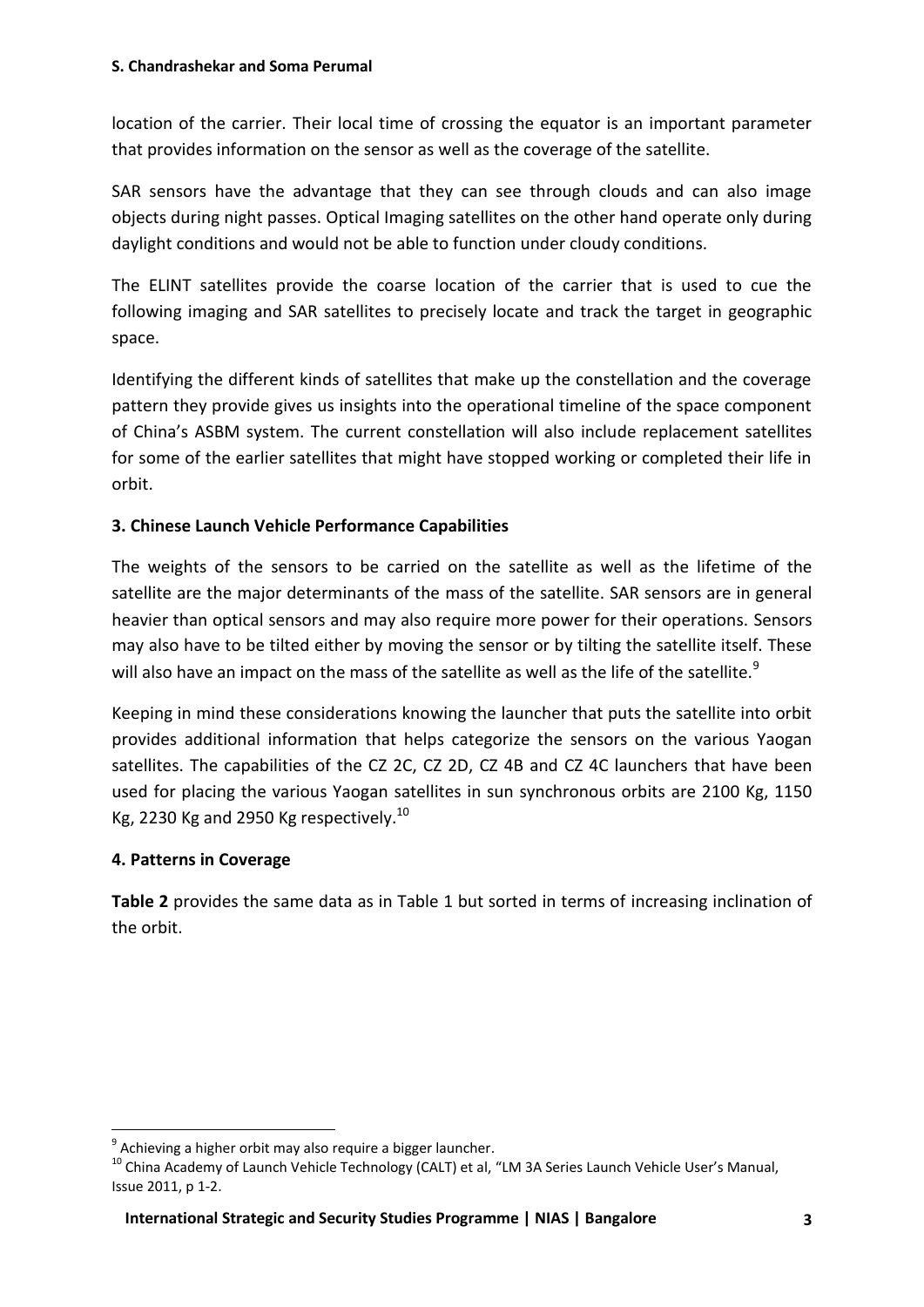location of the carrier. Their local time of crossing the equator is an important parameter that provides information on the sensor as well as the coverage of the satellite.

SAR sensors have the advantage that they can see through clouds and can also image objects during night passes. Optical Imaging satellites on the other hand operate only during daylight conditions and would not be able to function under cloudy conditions.

The ELINT satellites provide the coarse location of the carrier that is used to cue the following imaging and SAR satellites to precisely locate and track the target in geographic space.

Identifying the different kinds of satellites that make up the constellation and the coverage pattern they provide gives us insights into the operational timeline of the space component of China's ASBM system. The current constellation will also include replacement satellites for some of the earlier satellites that might have stopped working or completed their life in orbit.

### 3. Chinese Launch Vehicle Performance Capabilities

The weights of the sensors to be carried on the satellite as well as the lifetime of the satellite are the major determinants of the mass of the satellite. SAR sensors are in general heavier than optical sensors and may also require more power for their operations. Sensors may also have to be tilted either by moving the sensor or by tilting the satellite itself. These will also have an impact on the mass of the satellite as well as the life of the satellite.[9]

Keeping in mind these considerations knowing the launcher that puts the satellite into orbit provides additional information that helps categorize the sensors on the various Yaogan satellites. The capabilities of the CZ 2C, CZ 2D, CZ 4B and CZ 4C launchers that have been used for placing the various Yaogan satellites in sun synchronous orbits are 2100 Kg, 1150 Kg, 2230 Kg and 2950 Kg respectively.[10]

### 4. Patterns in Coverage

**Table 2** provides the same data as in Table 1 but sorted in terms of increasing inclination of the orbit.

---

[9] Achieving a higher orbit may also require a bigger launcher.

[10] China Academy of Launch Vehicle Technology (CALT) et al, "LM 3A Series Launch Vehicle User's Manual, Issue 2011, p 1-2.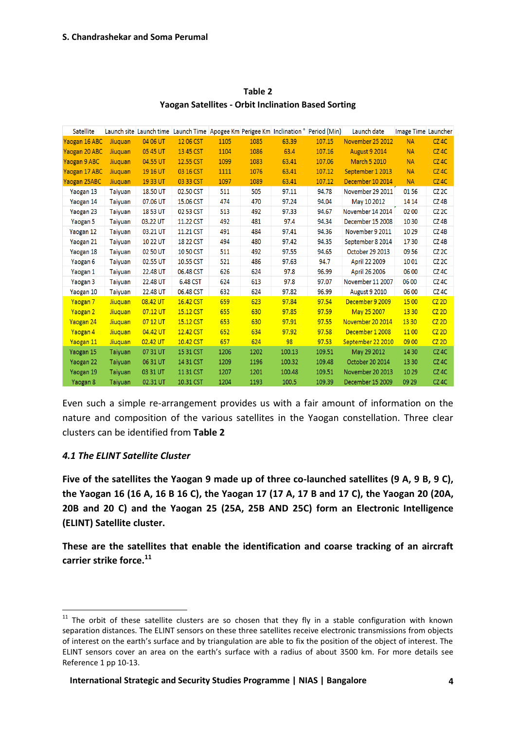**Table 2**
**Yaogan Satellites - Orbit Inclination Based Sorting**

| Satellite | Launch site | Launch time | Launch Time | Apogee Km | Perigee Km | Inclination ° | Period (Min) | Launch date | Image Time | Launcher |
|---|---|---|---|---|---|---|---|---|---|---|
| Yaogan 16 ABC | Jiuquan | 04 06 UT | 12 06 CST | 1105 | 1085 | 63.39 | 107.15 | November 25 2012 | NA | CZ 4C |
| Yaogan 20 ABC | Jiuquan | 05 45 UT | 13 45 CST | 1104 | 1086 | 63.4 | 107.16 | August 9 2014 | NA | CZ 4C |
| Yaogan 9 ABC | Jiuquan | 04.55 UT | 12.55 CST | 1099 | 1083 | 63.41 | 107.06 | March 5 2010 | NA | CZ 4C |
| Yaogan 17 ABC | Jiuquan | 19 16 UT | 03 16 CST | 1111 | 1076 | 63.41 | 107.12 | September 1 2013 | NA | CZ 4C |
| Yaogan 25ABC | Jiuquan | 19 33 UT | 03 33 CST | 1097 | 1089 | 63.41 | 107.12 | December 10 2014 | NA | CZ 4C |
| Yaogan 13 | Taiyuan | 18.50 UT | 02.50 CST | 511 | 505 | 97.11 | 94.78 | November 29 2011 | 01 56 | CZ 2C |
| Yaogan 14 | Taiyuan | 07.06 UT | 15.06 CST | 474 | 470 | 97.24 | 94.04 | May 10 2012 | 14 14 | CZ 4B |
| Yaogan 23 | Taiyuan | 18 53 UT | 02 53 CST | 513 | 492 | 97.33 | 94.67 | November 14 2014 | 02 00 | CZ 2C |
| Yaogan 5 | Taiyuan | 03.22 UT | 11.22 CST | 492 | 481 | 97.4 | 94.34 | December 15 2008 | 10 30 | CZ 4B |
| Yaogan 12 | Taiyuan | 03.21 UT | 11.21 CST | 491 | 484 | 97.41 | 94.36 | November 9 2011 | 10 29 | CZ 4B |
| Yaogan 21 | Taiyuan | 10 22 UT | 18 22 CST | 494 | 480 | 97.42 | 94.35 | September 8 2014 | 17 30 | CZ 4B |
| Yaogan 18 | Taiyuan | 02 50 UT | 10 50 CST | 511 | 492 | 97.55 | 94.65 | October 29 2013 | 09 56 | CZ 2C |
| Yaogan 6 | Taiyuan | 02.55 UT | 10.55 CST | 521 | 486 | 97.63 | 94.7 | April 22 2009 | 10 01 | CZ 2C |
| Yaogan 1 | Taiyuan | 22.48 UT | 06.48 CST | 626 | 624 | 97.8 | 96.99 | April 26 2006 | 06 00 | CZ 4C |
| Yaogan 3 | Taiyuan | 22.48 UT | 6.48 CST | 624 | 613 | 97.8 | 97.07 | November 11 2007 | 06 00 | CZ 4C |
| Yaogan 10 | Taiyuan | 22.48 UT | 06.48 CST | 632 | 624 | 97.82 | 96.99 | August 9 2010 | 06 00 | CZ 4C |
| Yaogan 7 | Jiuquan | 08.42 UT | 16.42 CST | 659 | 623 | 97.84 | 97.54 | December 9 2009 | 15 00 | CZ 2D |
| Yaogan 2 | Jiuquan | 07.12 UT | 15.12 CST | 655 | 630 | 97.85 | 97.59 | May 25 2007 | 13 30 | CZ 2D |
| Yaogan 24 | Jiuquan | 07 12 UT | 15.12 CST | 653 | 630 | 97.91 | 97.55 | November 20 2014 | 13 30 | CZ 2D |
| Yaogan 4 | Jiuquan | 04.42 UT | 12.42 CST | 652 | 634 | 97.92 | 97.58 | December 1 2008 | 11 00 | CZ 2D |
| Yaogan 11 | Jiuquan | 02.42 UT | 10.42 CST | 657 | 624 | 98 | 97.53 | September 22 2010 | 09 00 | CZ 2D |
| Yaogan 15 | Taiyuan | 07 31 UT | 15 31 CST | 1206 | 1202 | 100.13 | 109.51 | May 29 2012 | 14 30 | CZ 4C |
| Yaogan 22 | Taiyuan | 06 31 UT | 14 31 CST | 1209 | 1196 | 100.32 | 109.48 | October 20 2014 | 13 30 | CZ 4C |
| Yaogan 19 | Taiyuan | 03 31 UT | 11 31 CST | 1207 | 1201 | 100.48 | 109.51 | November 20 2013 | 10 29 | CZ 4C |
| Yaogan 8 | Taiyuan | 02.31 UT | 10.31 CST | 1204 | 1193 | 100.5 | 109.39 | December 15 2009 | 09 29 | CZ 4C |

Even such a simple re-arrangement provides us with a fair amount of information on the nature and composition of the various satellites in the Yaogan constellation. Three clear clusters can be identified from **Table 2**

### *4.1 The ELINT Satellite Cluster*

**Five of the satellites the Yaogan 9 made up of three co-launched satellites (9 A, 9 B, 9 C), the Yaogan 16 (16 A, 16 B 16 C), the Yaogan 17 (17 A, 17 B and 17 C), the Yaogan 20 (20A, 20B and 20 C) and the Yaogan 25 (25A, 25B AND 25C) form an Electronic Intelligence (ELINT) Satellite cluster.**

**These are the satellites that enable the identification and coarse tracking of an aircraft carrier strike force.**[11]

[11] The orbit of these satellite clusters are so chosen that they fly in a stable configuration with known separation distances. The ELINT sensors on these three satellites receive electronic transmissions from objects of interest on the earth's surface and by triangulation are able to fix the position of the object of interest. The ELINT sensors cover an area on the earth's surface with a radius of about 3500 km. For more details see Reference 1 pp 10-13.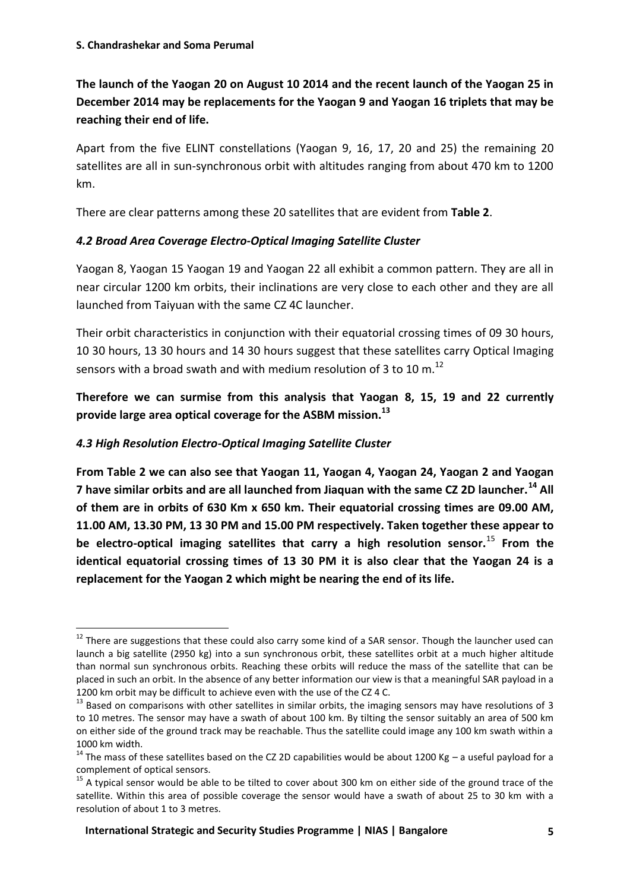**The launch of the Yaogan 20 on August 10 2014 and the recent launch of the Yaogan 25 in December 2014 may be replacements for the Yaogan 9 and Yaogan 16 triplets that may be reaching their end of life.**

Apart from the five ELINT constellations (Yaogan 9, 16, 17, 20 and 25) the remaining 20 satellites are all in sun-synchronous orbit with altitudes ranging from about 470 km to 1200 km.

There are clear patterns among these 20 satellites that are evident from **Table 2**.

### *4.2 Broad Area Coverage Electro-Optical Imaging Satellite Cluster*

Yaogan 8, Yaogan 15 Yaogan 19 and Yaogan 22 all exhibit a common pattern. They are all in near circular 1200 km orbits, their inclinations are very close to each other and they are all launched from Taiyuan with the same CZ 4C launcher.

Their orbit characteristics in conjunction with their equatorial crossing times of 09 30 hours, 10 30 hours, 13 30 hours and 14 30 hours suggest that these satellites carry Optical Imaging sensors with a broad swath and with medium resolution of 3 to 10 m.[12]

**Therefore we can surmise from this analysis that Yaogan 8, 15, 19 and 22 currently provide large area optical coverage for the ASBM mission.[13]**

### *4.3 High Resolution Electro-Optical Imaging Satellite Cluster*

**From Table 2 we can also see that Yaogan 11, Yaogan 4, Yaogan 24, Yaogan 2 and Yaogan 7 have similar orbits and are all launched from Jiaquan with the same CZ 2D launcher.[14] All of them are in orbits of 630 Km x 650 km. Their equatorial crossing times are 09.00 AM, 11.00 AM, 13.30 PM, 13 30 PM and 15.00 PM respectively. Taken together these appear to be electro-optical imaging satellites that carry a high resolution sensor.[15] From the identical equatorial crossing times of 13 30 PM it is also clear that the Yaogan 24 is a replacement for the Yaogan 2 which might be nearing the end of its life.**

---

[12] There are suggestions that these could also carry some kind of a SAR sensor. Though the launcher used can launch a big satellite (2950 kg) into a sun synchronous orbit, these satellites orbit at a much higher altitude than normal sun synchronous orbits. Reaching these orbits will reduce the mass of the satellite that can be placed in such an orbit. In the absence of any better information our view is that a meaningful SAR payload in a 1200 km orbit may be difficult to achieve even with the use of the CZ 4 C.

[13] Based on comparisons with other satellites in similar orbits, the imaging sensors may have resolutions of 3 to 10 metres. The sensor may have a swath of about 100 km. By tilting the sensor suitably an area of 500 km on either side of the ground track may be reachable. Thus the satellite could image any 100 km swath within a 1000 km width.

[14] The mass of these satellites based on the CZ 2D capabilities would be about 1200 Kg – a useful payload for a complement of optical sensors.

[15] A typical sensor would be able to be tilted to cover about 300 km on either side of the ground trace of the satellite. Within this area of possible coverage the sensor would have a swath of about 25 to 30 km with a resolution of about 1 to 3 metres.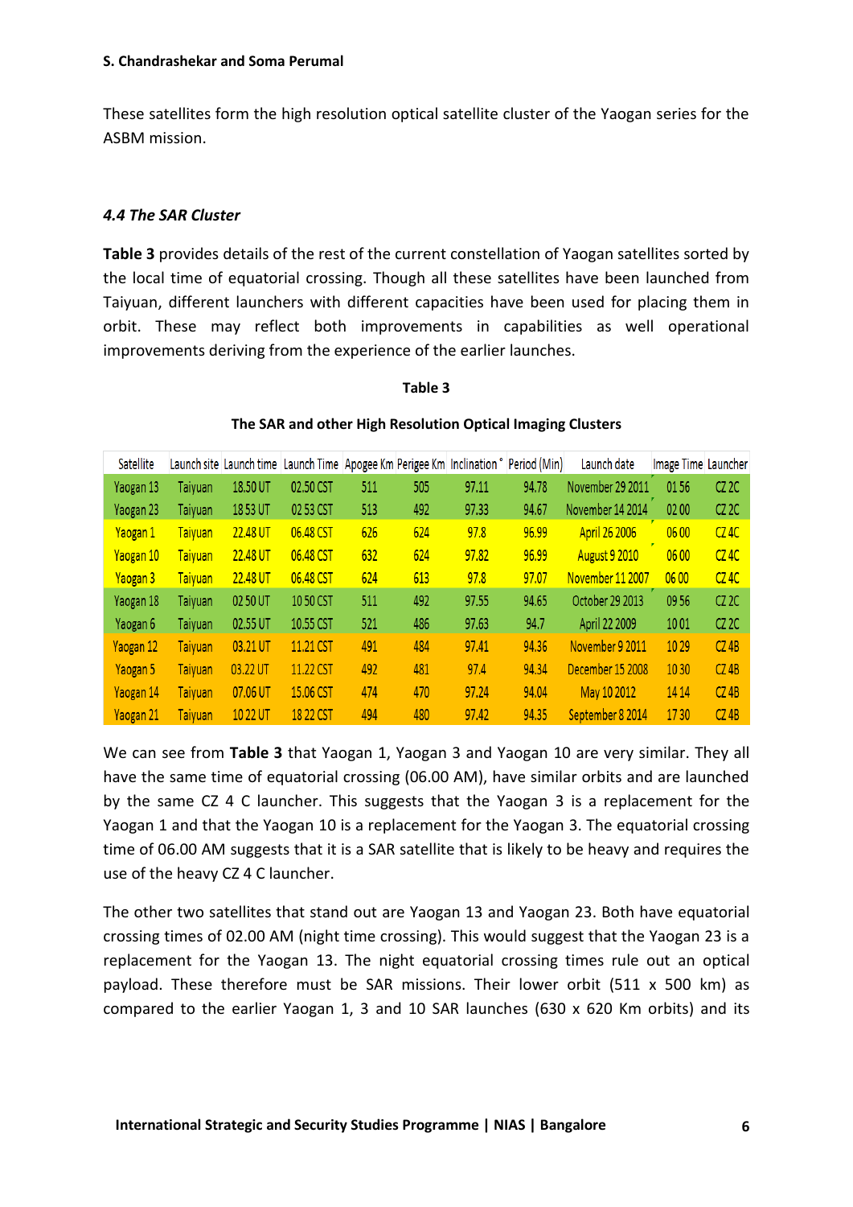These satellites form the high resolution optical satellite cluster of the Yaogan series for the ASBM mission.

#### *4.4 The SAR Cluster*

**Table 3** provides details of the rest of the current constellation of Yaogan satellites sorted by the local time of equatorial crossing. Though all these satellites have been launched from Taiyuan, different launchers with different capacities have been used for placing them in orbit. These may reflect both improvements in capabilities as well operational improvements deriving from the experience of the earlier launches.

**Table 3**

**The SAR and other High Resolution Optical Imaging Clusters**

| Satellite | Launch site | Launch time | Launch Time | Apogee Km | Perigee Km | Inclination ° | Period (Min) | Launch date | Image Time | Launcher |
|---|---|---|---|---|---|---|---|---|---|---|
| Yaogan 13 | Taiyuan | 18.50 UT | 02.50 CST | 511 | 505 | 97.11 | 94.78 | November 29 2011 | 01 56 | CZ 2C |
| Yaogan 23 | Taiyuan | 18 53 UT | 02 53 CST | 513 | 492 | 97.33 | 94.67 | November 14 2014 | 02 00 | CZ 2C |
| Yaogan 1 | Taiyuan | 22.48 UT | 06.48 CST | 626 | 624 | 97.8 | 96.99 | April 26 2006 | 06 00 | CZ 4C |
| Yaogan 10 | Taiyuan | 22.48 UT | 06.48 CST | 632 | 624 | 97.82 | 96.99 | August 9 2010 | 06 00 | CZ 4C |
| Yaogan 3 | Taiyuan | 22.48 UT | 06.48 CST | 624 | 613 | 97.8 | 97.07 | November 11 2007 | 06 00 | CZ 4C |
| Yaogan 18 | Taiyuan | 02 50 UT | 10 50 CST | 511 | 492 | 97.55 | 94.65 | October 29 2013 | 09 56 | CZ 2C |
| Yaogan 6 | Taiyuan | 02.55 UT | 10.55 CST | 521 | 486 | 97.63 | 94.7 | April 22 2009 | 10 01 | CZ 2C |
| Yaogan 12 | Taiyuan | 03.21 UT | 11.21 CST | 491 | 484 | 97.41 | 94.36 | November 9 2011 | 10 29 | CZ 4B |
| Yaogan 5 | Taiyuan | 03.22 UT | 11.22 CST | 492 | 481 | 97.4 | 94.34 | December 15 2008 | 10 30 | CZ 4B |
| Yaogan 14 | Taiyuan | 07.06 UT | 15.06 CST | 474 | 470 | 97.24 | 94.04 | May 10 2012 | 14 14 | CZ 4B |
| Yaogan 21 | Taiyuan | 10 22 UT | 18 22 CST | 494 | 480 | 97.42 | 94.35 | September 8 2014 | 17 30 | CZ 4B |

We can see from **Table 3** that Yaogan 1, Yaogan 3 and Yaogan 10 are very similar. They all have the same time of equatorial crossing (06.00 AM), have similar orbits and are launched by the same CZ 4 C launcher. This suggests that the Yaogan 3 is a replacement for the Yaogan 1 and that the Yaogan 10 is a replacement for the Yaogan 3. The equatorial crossing time of 06.00 AM suggests that it is a SAR satellite that is likely to be heavy and requires the use of the heavy CZ 4 C launcher.

The other two satellites that stand out are Yaogan 13 and Yaogan 23. Both have equatorial crossing times of 02.00 AM (night time crossing). This would suggest that the Yaogan 23 is a replacement for the Yaogan 13. The night equatorial crossing times rule out an optical payload. These therefore must be SAR missions. Their lower orbit (511 x 500 km) as compared to the earlier Yaogan 1, 3 and 10 SAR launches (630 x 620 Km orbits) and its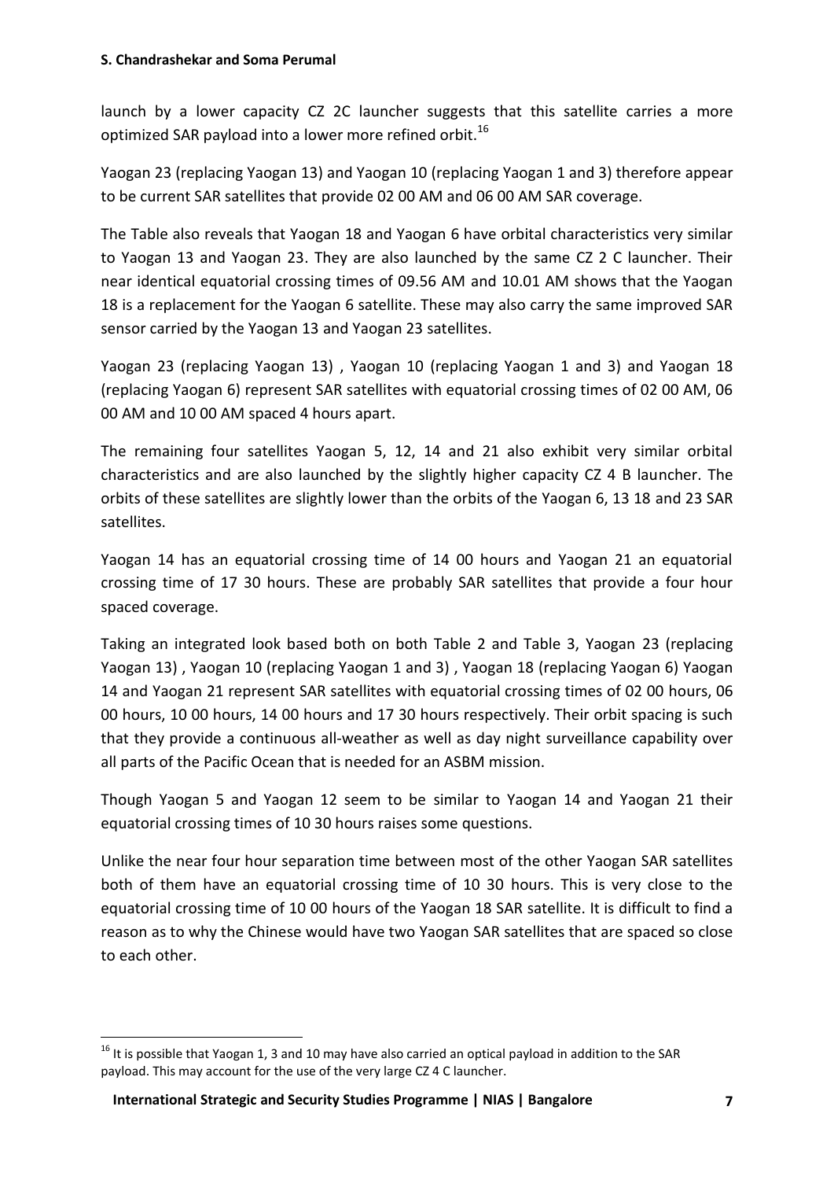launch by a lower capacity CZ 2C launcher suggests that this satellite carries a more optimized SAR payload into a lower more refined orbit.[16]

Yaogan 23 (replacing Yaogan 13) and Yaogan 10 (replacing Yaogan 1 and 3) therefore appear to be current SAR satellites that provide 02 00 AM and 06 00 AM SAR coverage.

The Table also reveals that Yaogan 18 and Yaogan 6 have orbital characteristics very similar to Yaogan 13 and Yaogan 23. They are also launched by the same CZ 2 C launcher. Their near identical equatorial crossing times of 09.56 AM and 10.01 AM shows that the Yaogan 18 is a replacement for the Yaogan 6 satellite. These may also carry the same improved SAR sensor carried by the Yaogan 13 and Yaogan 23 satellites.

Yaogan 23 (replacing Yaogan 13) , Yaogan 10 (replacing Yaogan 1 and 3) and Yaogan 18 (replacing Yaogan 6) represent SAR satellites with equatorial crossing times of 02 00 AM, 06 00 AM and 10 00 AM spaced 4 hours apart.

The remaining four satellites Yaogan 5, 12, 14 and 21 also exhibit very similar orbital characteristics and are also launched by the slightly higher capacity CZ 4 B launcher. The orbits of these satellites are slightly lower than the orbits of the Yaogan 6, 13 18 and 23 SAR satellites.

Yaogan 14 has an equatorial crossing time of 14 00 hours and Yaogan 21 an equatorial crossing time of 17 30 hours. These are probably SAR satellites that provide a four hour spaced coverage.

Taking an integrated look based both on both Table 2 and Table 3, Yaogan 23 (replacing Yaogan 13) , Yaogan 10 (replacing Yaogan 1 and 3) , Yaogan 18 (replacing Yaogan 6) Yaogan 14 and Yaogan 21 represent SAR satellites with equatorial crossing times of 02 00 hours, 06 00 hours, 10 00 hours, 14 00 hours and 17 30 hours respectively. Their orbit spacing is such that they provide a continuous all-weather as well as day night surveillance capability over all parts of the Pacific Ocean that is needed for an ASBM mission.

Though Yaogan 5 and Yaogan 12 seem to be similar to Yaogan 14 and Yaogan 21 their equatorial crossing times of 10 30 hours raises some questions.

Unlike the near four hour separation time between most of the other Yaogan SAR satellites both of them have an equatorial crossing time of 10 30 hours. This is very close to the equatorial crossing time of 10 00 hours of the Yaogan 18 SAR satellite. It is difficult to find a reason as to why the Chinese would have two Yaogan SAR satellites that are spaced so close to each other.

[16] It is possible that Yaogan 1, 3 and 10 may have also carried an optical payload in addition to the SAR payload. This may account for the use of the very large CZ 4 C launcher.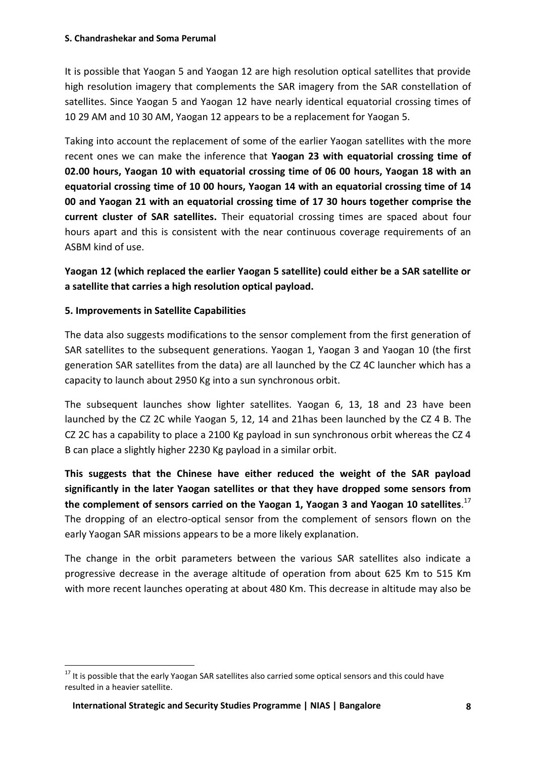It is possible that Yaogan 5 and Yaogan 12 are high resolution optical satellites that provide high resolution imagery that complements the SAR imagery from the SAR constellation of satellites. Since Yaogan 5 and Yaogan 12 have nearly identical equatorial crossing times of 10 29 AM and 10 30 AM, Yaogan 12 appears to be a replacement for Yaogan 5.

Taking into account the replacement of some of the earlier Yaogan satellites with the more recent ones we can make the inference that **Yaogan 23 with equatorial crossing time of 02.00 hours, Yaogan 10 with equatorial crossing time of 06 00 hours, Yaogan 18 with an equatorial crossing time of 10 00 hours, Yaogan 14 with an equatorial crossing time of 14 00 and Yaogan 21 with an equatorial crossing time of 17 30 hours together comprise the current cluster of SAR satellites.** Their equatorial crossing times are spaced about four hours apart and this is consistent with the near continuous coverage requirements of an ASBM kind of use.

**Yaogan 12 (which replaced the earlier Yaogan 5 satellite) could either be a SAR satellite or a satellite that carries a high resolution optical payload.**

**5. Improvements in Satellite Capabilities**

The data also suggests modifications to the sensor complement from the first generation of SAR satellites to the subsequent generations. Yaogan 1, Yaogan 3 and Yaogan 10 (the first generation SAR satellites from the data) are all launched by the CZ 4C launcher which has a capacity to launch about 2950 Kg into a sun synchronous orbit.

The subsequent launches show lighter satellites. Yaogan 6, 13, 18 and 23 have been launched by the CZ 2C while Yaogan 5, 12, 14 and 21has been launched by the CZ 4 B. The CZ 2C has a capability to place a 2100 Kg payload in sun synchronous orbit whereas the CZ 4 B can place a slightly higher 2230 Kg payload in a similar orbit.

**This suggests that the Chinese have either reduced the weight of the SAR payload significantly in the later Yaogan satellites or that they have dropped some sensors from the complement of sensors carried on the Yaogan 1, Yaogan 3 and Yaogan 10 satellites**.[17] The dropping of an electro-optical sensor from the complement of sensors flown on the early Yaogan SAR missions appears to be a more likely explanation.

The change in the orbit parameters between the various SAR satellites also indicate a progressive decrease in the average altitude of operation from about 625 Km to 515 Km with more recent launches operating at about 480 Km. This decrease in altitude may also be

[17] It is possible that the early Yaogan SAR satellites also carried some optical sensors and this could have resulted in a heavier satellite.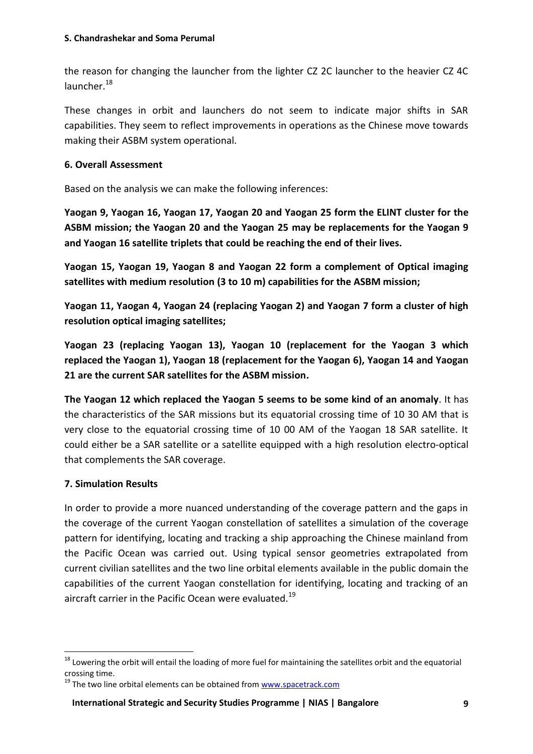the reason for changing the launcher from the lighter CZ 2C launcher to the heavier CZ 4C launcher.[18]

These changes in orbit and launchers do not seem to indicate major shifts in SAR capabilities. They seem to reflect improvements in operations as the Chinese move towards making their ASBM system operational.

## 6. Overall Assessment

Based on the analysis we can make the following inferences:

**Yaogan 9, Yaogan 16, Yaogan 17, Yaogan 20 and Yaogan 25 form the ELINT cluster for the ASBM mission; the Yaogan 20 and the Yaogan 25 may be replacements for the Yaogan 9 and Yaogan 16 satellite triplets that could be reaching the end of their lives.**

**Yaogan 15, Yaogan 19, Yaogan 8 and Yaogan 22 form a complement of Optical imaging satellites with medium resolution (3 to 10 m) capabilities for the ASBM mission;**

**Yaogan 11, Yaogan 4, Yaogan 24 (replacing Yaogan 2) and Yaogan 7 form a cluster of high resolution optical imaging satellites;**

**Yaogan 23 (replacing Yaogan 13), Yaogan 10 (replacement for the Yaogan 3 which replaced the Yaogan 1), Yaogan 18 (replacement for the Yaogan 6), Yaogan 14 and Yaogan 21 are the current SAR satellites for the ASBM mission.**

**The Yaogan 12 which replaced the Yaogan 5 seems to be some kind of an anomaly**. It has the characteristics of the SAR missions but its equatorial crossing time of 10 30 AM that is very close to the equatorial crossing time of 10 00 AM of the Yaogan 18 SAR satellite. It could either be a SAR satellite or a satellite equipped with a high resolution electro-optical that complements the SAR coverage.

## 7. Simulation Results

In order to provide a more nuanced understanding of the coverage pattern and the gaps in the coverage of the current Yaogan constellation of satellites a simulation of the coverage pattern for identifying, locating and tracking a ship approaching the Chinese mainland from the Pacific Ocean was carried out. Using typical sensor geometries extrapolated from current civilian satellites and the two line orbital elements available in the public domain the capabilities of the current Yaogan constellation for identifying, locating and tracking of an aircraft carrier in the Pacific Ocean were evaluated.[19]

---

[18] Lowering the orbit will entail the loading of more fuel for maintaining the satellites orbit and the equatorial crossing time.

[19] The two line orbital elements can be obtained from www.spacetrack.com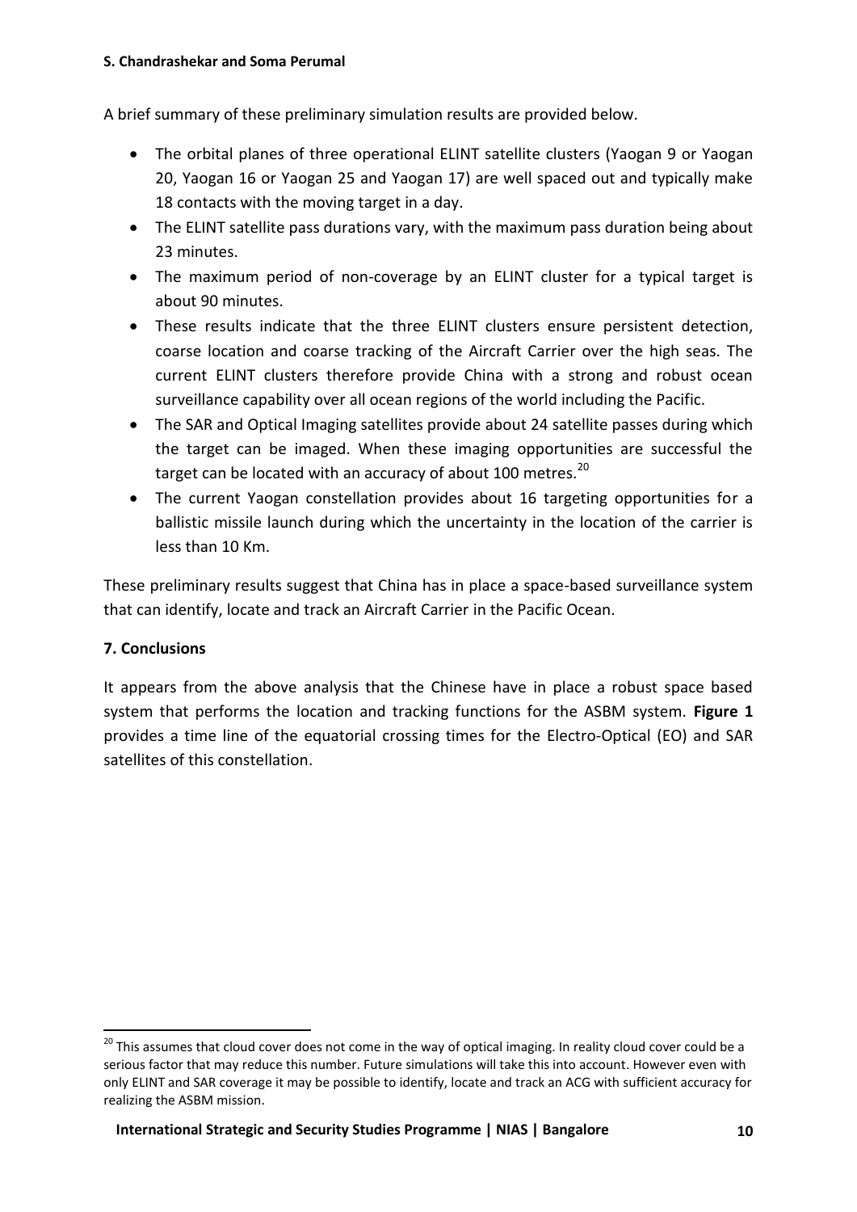A brief summary of these preliminary simulation results are provided below.

- The orbital planes of three operational ELINT satellite clusters (Yaogan 9 or Yaogan 20, Yaogan 16 or Yaogan 25 and Yaogan 17) are well spaced out and typically make 18 contacts with the moving target in a day.
- The ELINT satellite pass durations vary, with the maximum pass duration being about 23 minutes.
- The maximum period of non-coverage by an ELINT cluster for a typical target is about 90 minutes.
- These results indicate that the three ELINT clusters ensure persistent detection, coarse location and coarse tracking of the Aircraft Carrier over the high seas. The current ELINT clusters therefore provide China with a strong and robust ocean surveillance capability over all ocean regions of the world including the Pacific.
- The SAR and Optical Imaging satellites provide about 24 satellite passes during which the target can be imaged. When these imaging opportunities are successful the target can be located with an accuracy of about 100 metres.[20]
- The current Yaogan constellation provides about 16 targeting opportunities for a ballistic missile launch during which the uncertainty in the location of the carrier is less than 10 Km.

These preliminary results suggest that China has in place a space-based surveillance system that can identify, locate and track an Aircraft Carrier in the Pacific Ocean.

## 7. Conclusions

It appears from the above analysis that the Chinese have in place a robust space based system that performs the location and tracking functions for the ASBM system. **Figure 1** provides a time line of the equatorial crossing times for the Electro-Optical (EO) and SAR satellites of this constellation.

---

[20] This assumes that cloud cover does not come in the way of optical imaging. In reality cloud cover could be a serious factor that may reduce this number. Future simulations will take this into account. However even with only ELINT and SAR coverage it may be possible to identify, locate and track an ACG with sufficient accuracy for realizing the ASBM mission.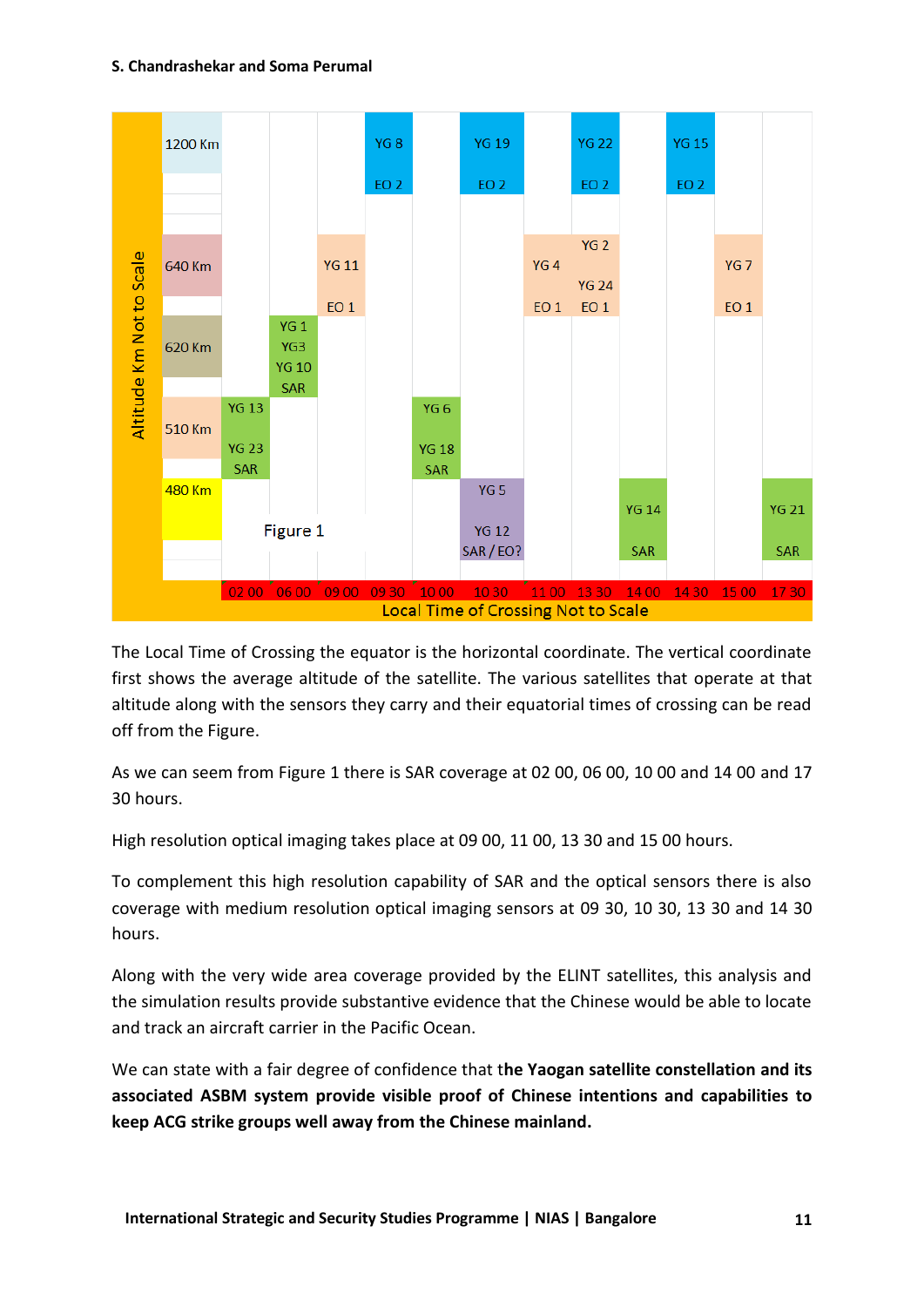| Altitude Km Not to Scale | 02 00 | 06 00 | 09 00 | 09 30 | 10 00 | 10 30 | 11 00 | 13 30 | 14 00 | 14 30 | 15 00 | 17 30 |
|---|---|---|---|---|---|---|---|---|---|---|---|---|
| 1200 Km | | | | YG 8 EO 2 | | YG 19 EO 2 | | YG 22 EO 2 | | YG 15 EO 2 | | |
| 640 Km | | | YG 11 EO 1 | | | | YG 4 EO 1 | YG 2 YG 24 EO 1 | | | YG 7 EO 1 | |
| 620 Km | | YG 1 YG3 YG 10 SAR | | | | | | | | | | |
| 510 Km | YG 13 YG 23 SAR | | | | YG 6 YG 18 SAR | | | | | | | |
| 480 Km | | | | | | YG 5 YG 12 SAR / EO? | | | YG 14 SAR | | | YG 21 SAR |

Local Time of Crossing Not to Scale

Figure 1

The Local Time of Crossing the equator is the horizontal coordinate. The vertical coordinate first shows the average altitude of the satellite. The various satellites that operate at that altitude along with the sensors they carry and their equatorial times of crossing can be read off from the Figure.

As we can seem from Figure 1 there is SAR coverage at 02 00, 06 00, 10 00 and 14 00 and 17 30 hours.

High resolution optical imaging takes place at 09 00, 11 00, 13 30 and 15 00 hours.

To complement this high resolution capability of SAR and the optical sensors there is also coverage with medium resolution optical imaging sensors at 09 30, 10 30, 13 30 and 14 30 hours.

Along with the very wide area coverage provided by the ELINT satellites, this analysis and the simulation results provide substantive evidence that the Chinese would be able to locate and track an aircraft carrier in the Pacific Ocean.

We can state with a fair degree of confidence that t**he Yaogan satellite constellation and its associated ASBM system provide visible proof of Chinese intentions and capabilities to keep ACG strike groups well away from the Chinese mainland.**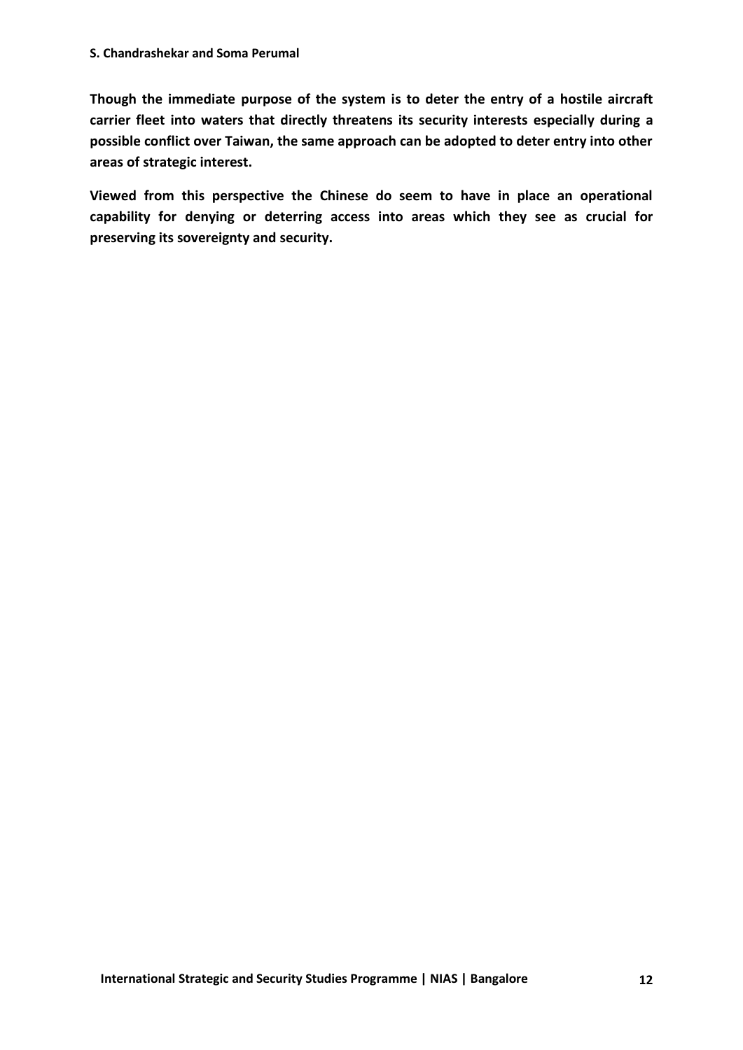**Though the immediate purpose of the system is to deter the entry of a hostile aircraft carrier fleet into waters that directly threatens its security interests especially during a possible conflict over Taiwan, the same approach can be adopted to deter entry into other areas of strategic interest.**

**Viewed from this perspective the Chinese do seem to have in place an operational capability for denying or deterring access into areas which they see as crucial for preserving its sovereignty and security.**